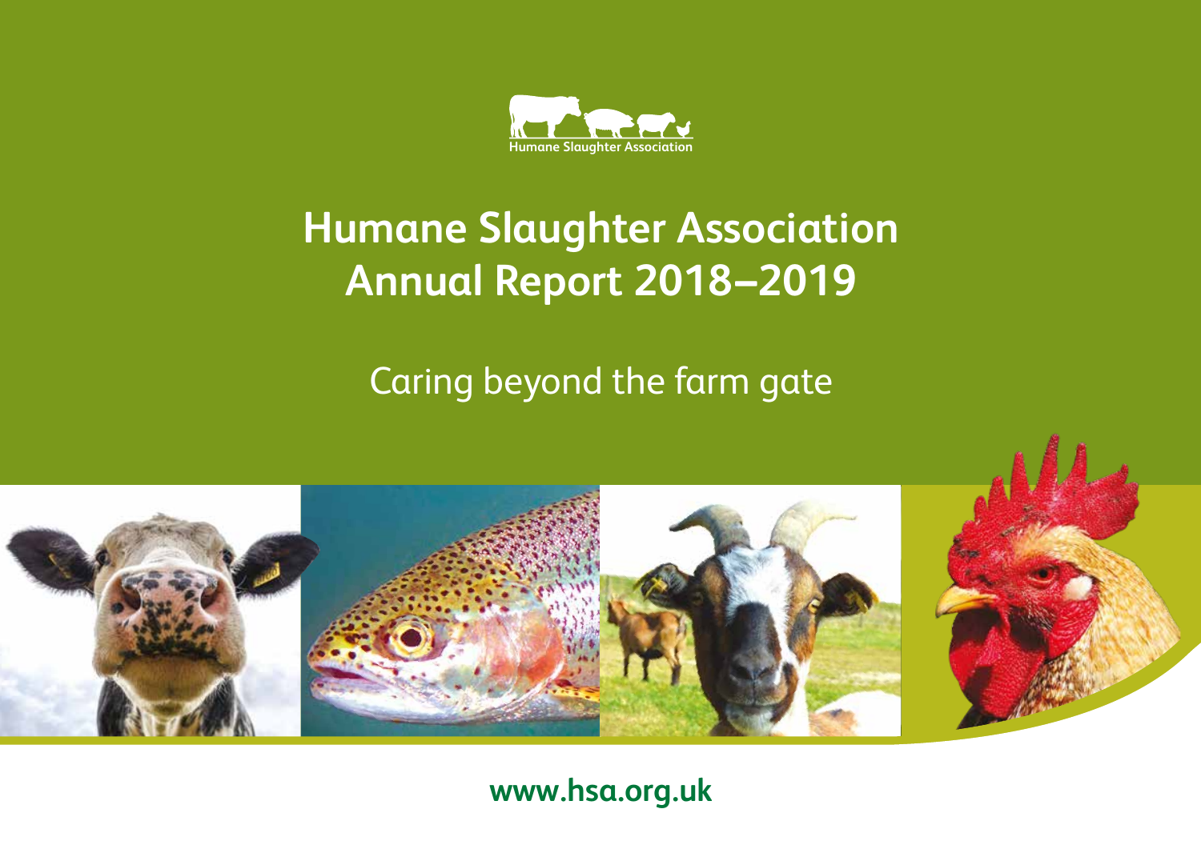Humane Slaughter Association

# Humane Slaughter Association Annual Report 2018–2019

Caring beyond the farm gate

www.hsa.org.uk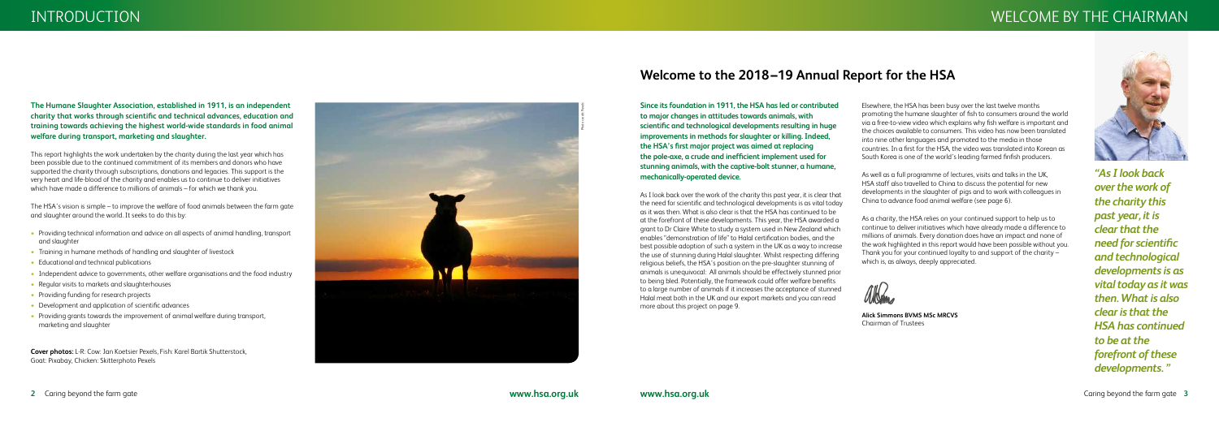**The Humane Slaughter Association, established in 1911, is an independent charity that works through scientific and technical advances, education and training towards achieving the highest world-wide standards in food animal welfare during transport, marketing and slaughter.**

This report highlights the work undertaken by the charity during the last year which has been possible due to the continued commitment of its members and donors who have supported the charity through subscriptions, donations and legacies. This support is the very heart and life-blood of the charity and enables us to continue to deliver initiatives which have made a difference to millions of animals – for which we thank you.

The HSA's vision is simple – to improve the welfare of food animals between the farm gate and slaughter around the world. It seeks to do this by:

- Providing technical information and advice on all aspects of animal handling, transport and slaughter
- Training in humane methods of handling and slaughter of livestock
- Educational and technical publications
- Independent advice to governments, other welfare organisations and the food industry
- Regular visits to markets and slaughterhouses
- Providing funding for research projects
- Development and application of scientific advances
- Providing grants towards the improvement of animal welfare during transport, marketing and slaughter

**Cover photos:** L-R: Cow: Jan Koetsier Pexels, Fish: Karel Bartik Shutterstock, Goat: Pixabay, Chicken: Skitterphoto Pexels

## Welcome to the 2018–19 Annual Report for the HSA

**Since its foundation in 1911, the HSA has led or contributed to major changes in attitudes towards animals, with scientific and technological developments resulting in huge improvements in methods for slaughter or killing. Indeed, the HSA's first major project was aimed at replacing the pole-axe, a crude and inefficient implement used for stunning animals, with the captive-bolt stunner, a humane, mechanically-operated device.**

As I look back over the work of the charity this past year, it is clear that the need for scientific and technological developments is as vital today as it was then. What is also clear is that the HSA has continued to be at the forefront of these developments. This year, the HSA awarded a grant to Dr Claire White to study a system used in New Zealand which enables "demonstration of life" to Halal certification bodies, and the best possible adoption of such a system in the UK as a way to increase the use of stunning during Halal slaughter. Whilst respecting differing religious beliefs, the HSA's position on the pre-slaughter stunning of animals is unequivocal: All animals should be effectively stunned prior to being bled. Potentially, the framework could offer welfare benefits to a large number of animals if it increases the acceptance of stunned Halal meat both in the UK and our export markets and you can read more about this project on page 9.

Elsewhere, the HSA has been busy over the last twelve months promoting the humane slaughter of fish to consumers around the world via a free-to-view video which explains why fish welfare is important and the choices available to consumers. This video has now been translated into nine other languages and promoted to the media in those countries. In a first for the HSA, the video was translated into Korean as South Korea is one of the world's leading farmed finfish producers.

As well as a full programme of lectures, visits and talks in the UK, HSA staff also travelled to China to discuss the potential for new developments in the slaughter of pigs and to work with colleagues in China to advance food animal welfare (see page 6).

As a charity, the HSA relies on your continued support to help us to continue to deliver initiatives which have already made a difference to millions of animals. Every donation does have an impact and none of the work highlighted in this report would have been possible without you. Thank you for your continued loyalty to and support of the charity – which is, as always, deeply appreciated.

**Alick Simmons BVMS MSc MRCVS**
Chairman of Trustees

*"As I look back over the work of the charity this past year, it is clear that the need for scientific and technological developments is as vital today as it was then. What is also clear is that the HSA has continued to be at the forefront of these developments."*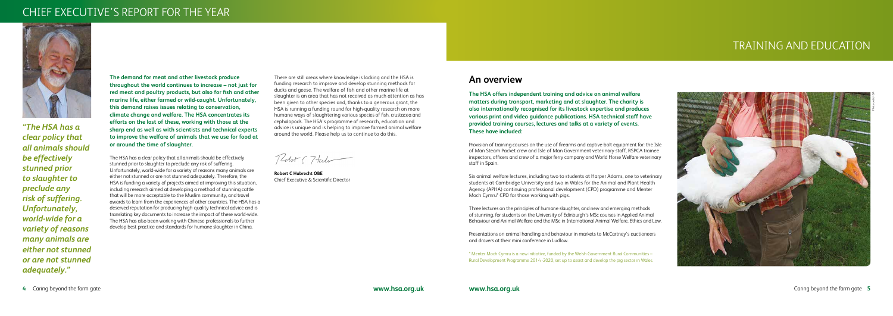# CHIEF EXECUTIVE'S REPORT FOR THE YEAR

*"The HSA has a clear policy that all animals should be effectively stunned prior to slaughter to preclude any risk of suffering. Unfortunately, world-wide for a variety of reasons many animals are either not stunned or are not stunned adequately."*

**The demand for meat and other livestock produce throughout the world continues to increase – not just for red meat and poultry products, but also for fish and other marine life, either farmed or wild-caught. Unfortunately, this demand raises issues relating to conservation, climate change and welfare. The HSA concentrates its efforts on the last of these, working with those at the sharp end as well as with scientists and technical experts to improve the welfare of animals that we use for food at or around the time of slaughter.**

The HSA has a clear policy that all animals should be effectively stunned prior to slaughter to preclude any risk of suffering. Unfortunately, world-wide for a variety of reasons many animals are either not stunned or are not stunned adequately. Therefore, the HSA is funding a variety of projects aimed at improving this situation, including research aimed at developing a method of stunning cattle that will be more acceptable to the Muslim community, and travel awards to learn from the experiences of other countries. The HSA has a deserved reputation for producing high-quality technical advice and is translating key documents to increase the impact of these world-wide. The HSA has also been working with Chinese professionals to further develop best practice and standards for humane slaughter in China.

There are still areas where knowledge is lacking and the HSA is funding research to improve and develop stunning methods for ducks and geese. The welfare of fish and other marine life at slaughter is an area that has not received as much attention as has been given to other species and, thanks to a generous grant, the HSA is running a funding round for high-quality research on more humane ways of slaughtering various species of fish, crustacea and cephalopods. The HSA's programme of research, education and advice is unique and is helping to improve farmed animal welfare around the world. Please help us to continue to do this.

**Robert C Hubrecht OBE**
Chief Executive & Scientific Director

# TRAINING AND EDUCATION

## An overview

**The HSA offers independent training and advice on animal welfare matters during transport, marketing and at slaughter. The charity is also internationally recognised for its livestock expertise and produces various print and video guidance publications. HSA technical staff have provided training courses, lectures and talks at a variety of events. These have included:**

Provision of training courses on the use of firearms and captive-bolt equipment for: the Isle of Man Steam Packet crew and Isle of Man Government veterinary staff, RSPCA trainee inspectors, officers and crew of a major ferry company and World Horse Welfare veterinary staff in Spain.

Six animal welfare lectures, including two to students at Harper Adams, one to veterinary students at Cambridge University and two in Wales for the Animal and Plant Health Agency (APHA) continuing professional development (CPD) programme and Menter Moch Cymru* CPD for those working with pigs.

Three lectures on the principles of humane slaughter, and new and emerging methods of stunning, for students on the University of Edinburgh's MSc courses in Applied Animal Behaviour and Animal Welfare and the MSc in International Animal Welfare, Ethics and Law.

Presentations on animal handling and behaviour in markets to McCartney's auctioneers and drovers at their mini conference in Ludlow.

\* Menter Moch Cymru is a new initiative, funded by the Welsh Government Rural Communities – Rural Development Programme 2014-2020, set up to assist and develop the pig sector in Wales.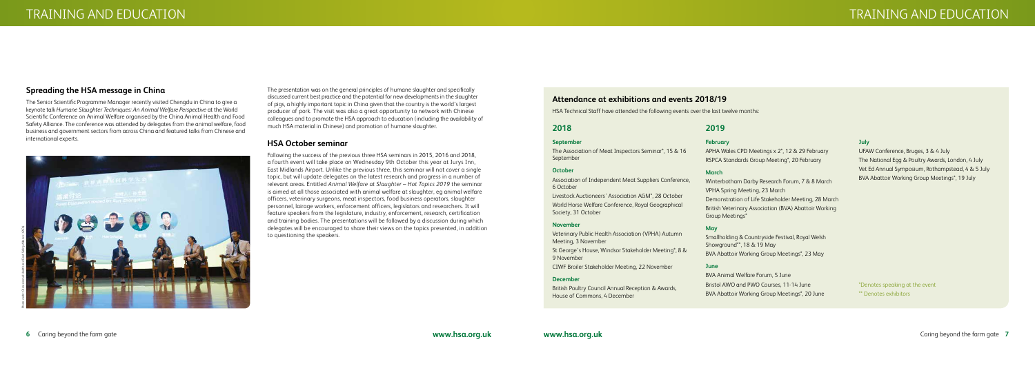## Spreading the HSA message in China

The Senior Scientific Programme Manager recently visited Chengdu in China to give a keynote talk *Humane Slaughter Techniques: An Animal Welfare Perspective* at the World Scientific Conference on Animal Welfare organised by the China Animal Health and Food Safety Alliance. The conference was attended by delegates from the animal welfare, food business and government sectors from across China and featured talks from Chinese and international experts.

The presentation was on the general principles of humane slaughter and specifically discussed current best practice and the potential for new developments in the slaughter of pigs, a highly important topic in China given that the country is the world's largest producer of pork. The visit was also a great opportunity to network with Chinese colleagues and to promote the HSA approach to education (including the availability of much HSA material in Chinese) and promotion of humane slaughter.

## HSA October seminar

Following the success of the previous three HSA seminars in 2015, 2016 and 2018, a fourth event will take place on Wednesday 9th October this year at Jurys Inn, East Midlands Airport. Unlike the previous three, this seminar will not cover a single topic, but will update delegates on the latest research and progress in a number of relevant areas. Entitled *Animal Welfare at Slaughter – Hot Topics 2019* the seminar is aimed at all those associated with animal welfare at slaughter, eg animal welfare officers, veterinary surgeons, meat inspectors, food business operators, slaughter personnel, lairage workers, enforcement officers, legislators and researchers. It will feature speakers from the legislature, industry, enforcement, research, certification and training bodies. The presentations will be followed by a discussion during which delegates will be encouraged to share their views on the topics presented, in addition to questioning the speakers.

## Attendance at exhibitions and events 2018/19

HSA Technical Staff have attended the following events over the last twelve months:

### 2018

**September**

The Association of Meat Inspectors Seminar*, 15 & 16 September

**October**

Association of Independent Meat Suppliers Conference, 6 October

Livestock Auctioneers' Association AGM*, 28 October

World Horse Welfare Conference, Royal Geographical Society, 31 October

**November**

Veterinary Public Health Association (VPHA) Autumn Meeting, 3 November

St George's House, Windsor Stakeholder Meeting*, 8 & 9 November

CIWF Broiler Stakeholder Meeting, 22 November

**December**

British Poultry Council Annual Reception & Awards, House of Commons, 4 December

### 2019

**February**

APHA Wales CPD Meetings x 2*, 12 & 29 February

RSPCA Standards Group Meeting*, 20 February

**March**

Winterbotham Darby Research Forum, 7 & 8 March

VPHA Spring Meeting, 23 March

Demonstration of Life Stakeholder Meeting, 28 March

British Veterinary Association (BVA) Abattoir Working Group Meetings*

**May**

Smallholding & Countryside Festival, Royal Welsh Showground**, 18 & 19 May

BVA Abattoir Working Group Meetings*, 23 May

**June**

BVA Animal Welfare Forum, 5 June

Bristol AWO and PWO Courses, 11-14 June

BVA Abattoir Working Group Meetings*, 20 June

**July**

UFAW Conference, Bruges, 3 & 4 July

The National Egg & Poultry Awards, London, 4 July

Vet Ed Annual Symposium, Rothamstead, 4 & 5 July

BVA Abattoir Working Group Meetings*, 19 July

*Denotes speaking at the event

** Denotes exhibitors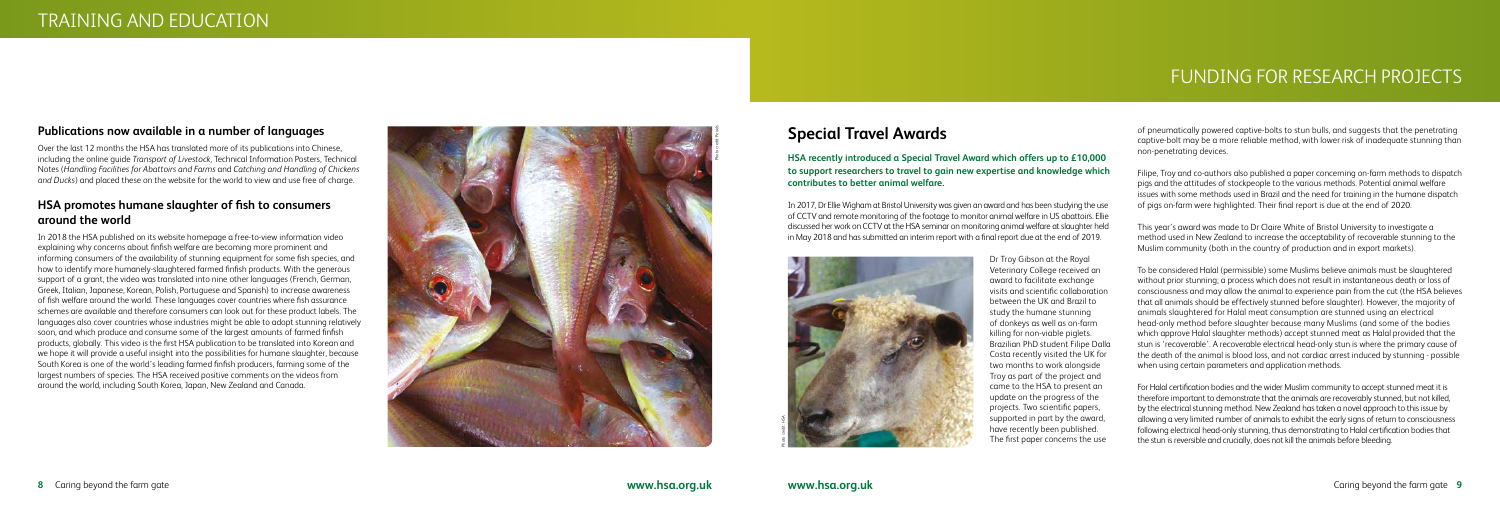# TRAINING AND EDUCATION

## Publications now available in a number of languages

Over the last 12 months the HSA has translated more of its publications into Chinese, including the online guide *Transport of Livestock*, Technical Information Posters, Technical Notes (*Handling Facilities for Abattoirs and Farms* and *Catching and Handling of Chickens and Ducks*) and placed these on the website for the world to view and use free of charge.

## HSA promotes humane slaughter of fish to consumers around the world

In 2018 the HSA published on its website homepage a free-to-view information video explaining why concerns about finfish welfare are becoming more prominent and informing consumers of the availability of stunning equipment for some fish species, and how to identify more humanely-slaughtered farmed finfish products. With the generous support of a grant, the video was translated into nine other languages (French, German, Greek, Italian, Japanese, Korean, Polish, Portuguese and Spanish) to increase awareness of fish welfare around the world. These languages cover countries where fish assurance schemes are available and therefore consumers can look out for these product labels. The languages also cover countries whose industries might be able to adopt stunning relatively soon, and which produce and consume some of the largest amounts of farmed finfish products, globally. This video is the first HSA publication to be translated into Korean and we hope it will provide a useful insight into the possibilities for humane slaughter, because South Korea is one of the world's leading farmed finfish producers, farming some of the largest numbers of species. The HSA received positive comments on the videos from around the world, including South Korea, Japan, New Zealand and Canada.

# FUNDING FOR RESEARCH PROJECTS

## Special Travel Awards

**HSA recently introduced a Special Travel Award which offers up to £10,000 to support researchers to travel to gain new expertise and knowledge which contributes to better animal welfare.**

In 2017, Dr Ellie Wigham at Bristol University was given an award and has been studying the use of CCTV and remote monitoring of the footage to monitor animal welfare in US abattoirs. Ellie discussed her work on CCTV at the HSA seminar on monitoring animal welfare at slaughter held in May 2018 and has submitted an interim report with a final report due at the end of 2019.

Dr Troy Gibson at the Royal Veterinary College received an award to facilitate exchange visits and scientific collaboration between the UK and Brazil to study the humane stunning of donkeys as well as on-farm killing for non-viable piglets. Brazilian PhD student Filipe Dalla Costa recently visited the UK for two months to work alongside Troy as part of the project and came to the HSA to present an update on the progress of the projects. Two scientific papers, supported in part by the award, have recently been published. The first paper concerns the use of pneumatically powered captive-bolts to stun bulls, and suggests that the penetrating captive-bolt may be a more reliable method, with lower risk of inadequate stunning than non-penetrating devices.

Filipe, Troy and co-authors also published a paper concerning on-farm methods to dispatch pigs and the attitudes of stockpeople to the various methods. Potential animal welfare issues with some methods used in Brazil and the need for training in the humane dispatch of pigs on-farm were highlighted. Their final report is due at the end of 2020.

This year's award was made to Dr Claire White of Bristol University to investigate a method used in New Zealand to increase the acceptability of recoverable stunning to the Muslim community (both in the country of production and in export markets).

To be considered Halal (permissible) some Muslims believe animals must be slaughtered without prior stunning; a process which does not result in instantaneous death or loss of consciousness and may allow the animal to experience pain from the cut (the HSA believes that all animals should be effectively stunned before slaughter). However, the majority of animals slaughtered for Halal meat consumption are stunned using an electrical head-only method before slaughter because many Muslims (and some of the bodies which approve Halal slaughter methods) accept stunned meat as Halal provided that the stun is 'recoverable'. A recoverable electrical head-only stun is where the primary cause of the death of the animal is blood loss, and not cardiac arrest induced by stunning - possible when using certain parameters and application methods.

For Halal certification bodies and the wider Muslim community to accept stunned meat it is therefore important to demonstrate that the animals are recoverably stunned, but not killed, by the electrical stunning method. New Zealand has taken a novel approach to this issue by allowing a very limited number of animals to exhibit the early signs of return to consciousness following electrical head-only stunning, thus demonstrating to Halal certification bodies that the stun is reversible and crucially, does not kill the animals before bleeding.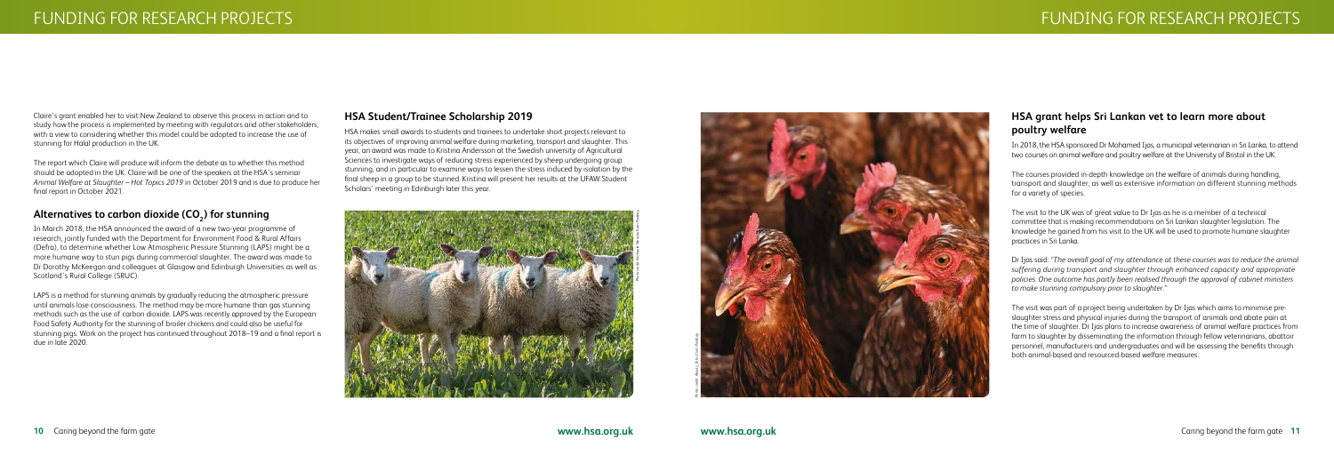Claire's grant enabled her to visit New Zealand to observe this process in action and to study how the process is implemented by meeting with regulators and other stakeholders, with a view to considering whether this model could be adopted to increase the use of stunning for Halal production in the UK.

The report which Claire will produce will inform the debate as to whether this method should be adopted in the UK. Claire will be one of the speakers at the HSA's seminar *Animal Welfare at Slaughter – Hot Topics 2019* in October 2019 and is due to produce her final report in October 2021.

## Alternatives to carbon dioxide ($CO_2$) for stunning

In March 2018, the HSA announced the award of a new two-year programme of research, jointly funded with the Department for Environment Food & Rural Affairs (Defra), to determine whether Low Atmospheric Pressure Stunning (LAPS) might be a more humane way to stun pigs during commercial slaughter. The award was made to Dr Dorothy McKeegan and colleagues at Glasgow and Edinburgh Universities as well as Scotland's Rural College (SRUC).

LAPS is a method for stunning animals by gradually reducing the atmospheric pressure until animals lose consciousness. The method may be more humane than gas stunning methods such as the use of carbon dioxide. LAPS was recently approved by the European Food Safety Authority for the stunning of broiler chickens and could also be useful for stunning pigs. Work on the project has continued throughout 2018–19 and a final report is due in late 2020.

## HSA Student/Trainee Scholarship 2019

HSA makes small awards to students and trainees to undertake short projects relevant to its objectives of improving animal welfare during marketing, transport and slaughter. This year, an award was made to Kristina Andersson at the Swedish university of Agricultural Sciences to investigate ways of reducing stress experienced by sheep undergoing group stunning, and in particular to examine ways to lessen the stress induced by isolation by the final sheep in a group to be stunned. Kristina will present her results at the UFAW Student Scholars' meeting in Edinburgh later this year.

## HSA grant helps Sri Lankan vet to learn more about poultry welfare

In 2018, the HSA sponsored Dr Mohamed Ijas, a municipal veterinarian in Sri Lanka, to attend two courses on animal welfare and poultry welfare at the University of Bristol in the UK.

The courses provided in-depth knowledge on the welfare of animals during handling, transport and slaughter, as well as extensive information on different stunning methods for a variety of species.

The visit to the UK was of great value to Dr Ijas as he is a member of a technical committee that is making recommendations on Sri Lankan slaughter legislation. The knowledge he gained from his visit to the UK will be used to promote humane slaughter practices in Sri Lanka.

Dr Ijas said: *"The overall goal of my attendance at these courses was to reduce the animal suffering during transport and slaughter through enhanced capacity and appropriate policies. One outcome has partly been realised through the approval of cabinet ministers to make stunning compulsory prior to slaughter."*

The visit was part of a project being undertaken by Dr Ijas which aims to minimise pre-slaughter stress and physical injuries during the transport of animals and abate pain at the time of slaughter. Dr Ijas plans to increase awareness of animal welfare practices from farm to slaughter by disseminating the information through fellow veterinarians, abattoir personnel, manufacturers and undergraduates and will be assessing the benefits through both animal-based and resourced-based welfare measures.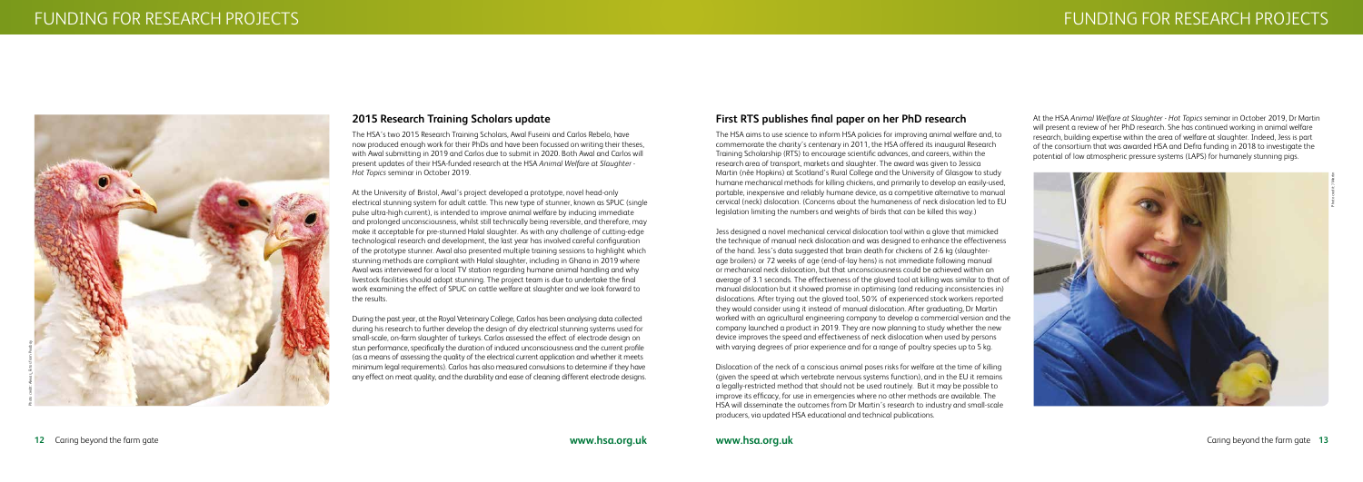## 2015 Research Training Scholars update

The HSA's two 2015 Research Training Scholars, Awal Fuseini and Carlos Rebelo, have now produced enough work for their PhDs and have been focussed on writing their theses, with Awal submitting in 2019 and Carlos due to submit in 2020. Both Awal and Carlos will present updates of their HSA-funded research at the HSA *Animal Welfare at Slaughter - Hot Topics* seminar in October 2019.

At the University of Bristol, Awal's project developed a prototype, novel head-only electrical stunning system for adult cattle. This new type of stunner, known as SPUC (single pulse ultra-high current), is intended to improve animal welfare by inducing immediate and prolonged unconsciousness, whilst still technically being reversible, and therefore, may make it acceptable for pre-stunned Halal slaughter. As with any challenge of cutting-edge technological research and development, the last year has involved careful configuration of the prototype stunner. Awal also presented multiple training sessions to highlight which stunning methods are compliant with Halal slaughter, including in Ghana in 2019 where Awal was interviewed for a local TV station regarding humane animal handling and why livestock facilities should adopt stunning. The project team is due to undertake the final work examining the effect of SPUC on cattle welfare at slaughter and we look forward to the results.

During the past year, at the Royal Veterinary College, Carlos has been analysing data collected during his research to further develop the design of dry electrical stunning systems used for small-scale, on-farm slaughter of turkeys. Carlos assessed the effect of electrode design on stun performance, specifically the duration of induced unconsciousness and the current profile (as a means of assessing the quality of the electrical current application and whether it meets minimum legal requirements). Carlos has also measured convulsions to determine if they have any effect on meat quality, and the durability and ease of cleaning different electrode designs.

## First RTS publishes final paper on her PhD research

The HSA aims to use science to inform HSA policies for improving animal welfare and, to commemorate the charity's centenary in 2011, the HSA offered its inaugural Research Training Scholarship (RTS) to encourage scientific advances, and careers, within the research area of transport, markets and slaughter. The award was given to Jessica Martin (née Hopkins) at Scotland's Rural College and the University of Glasgow to study humane mechanical methods for killing chickens, and primarily to develop an easily-used, portable, inexpensive and reliably humane device, as a competitive alternative to manual cervical (neck) dislocation. (Concerns about the humaneness of neck dislocation led to EU legislation limiting the numbers and weights of birds that can be killed this way.)

Jess designed a novel mechanical cervical dislocation tool within a glove that mimicked the technique of manual neck dislocation and was designed to enhance the effectiveness of the hand. Jess's data suggested that brain death for chickens of 2.6 kg (slaughter-age broilers) or 72 weeks of age (end-of-lay hens) is not immediate following manual or mechanical neck dislocation, but that unconsciousness could be achieved within an average of 3.1 seconds. The effectiveness of the gloved tool at killing was similar to that of manual dislocation but it showed promise in optimising (and reducing inconsistencies in) dislocations. After trying out the gloved tool, 50% of experienced stock workers reported they would consider using it instead of manual dislocation. After graduating, Dr Martin worked with an agricultural engineering company to develop a commercial version and the company launched a product in 2019. They are now planning to study whether the new device improves the speed and effectiveness of neck dislocation when used by persons with varying degrees of prior experience and for a range of poultry species up to 5 kg.

Dislocation of the neck of a conscious animal poses risks for welfare at the time of killing (given the speed at which vertebrate nervous systems function), and in the EU it remains a legally-restricted method that should not be used routinely. But it may be possible to improve its efficacy, for use in emergencies where no other methods are available. The HSA will disseminate the outcomes from Dr Martin's research to industry and small-scale producers, via updated HSA educational and technical publications.

At the HSA *Animal Welfare at Slaughter - Hot Topics* seminar in October 2019, Dr Martin will present a review of her PhD research. She has continued working in animal welfare research, building expertise within the area of welfare at slaughter. Indeed, Jess is part of the consortium that was awarded HSA and Defra funding in 2018 to investigate the potential of low atmospheric pressure systems (LAPS) for humanely stunning pigs.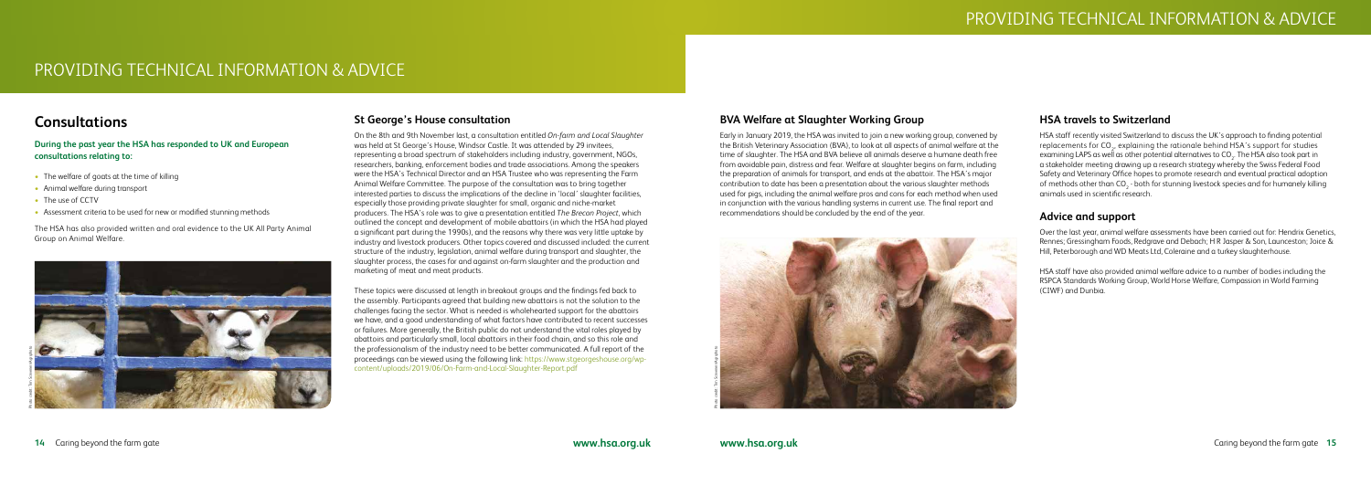# PROVIDING TECHNICAL INFORMATION & ADVICE

## Consultations

**During the past year the HSA has responded to UK and European consultations relating to:**

- The welfare of goats at the time of killing
- Animal welfare during transport
- The use of CCTV
- Assessment criteria to be used for new or modified stunning methods

The HSA has also provided written and oral evidence to the UK All Party Animal Group on Animal Welfare.

## St George's House consultation

On the 8th and 9th November last, a consultation entitled *On-farm and Local Slaughter* was held at St George's House, Windsor Castle. It was attended by 29 invitees, representing a broad spectrum of stakeholders including industry, government, NGOs, researchers, banking, enforcement bodies and trade associations. Among the speakers were the HSA's Technical Director and an HSA Trustee who was representing the Farm Animal Welfare Committee. The purpose of the consultation was to bring together interested parties to discuss the implications of the decline in 'local' slaughter facilities, especially those providing private slaughter for small, organic and niche-market producers. The HSA's role was to give a presentation entitled *The Brecon Project*, which outlined the concept and development of mobile abattoirs (in which the HSA had played a significant part during the 1990s), and the reasons why there was very little uptake by industry and livestock producers. Other topics covered and discussed included: the current structure of the industry, legislation, animal welfare during transport and slaughter, the slaughter process, the cases for and against on-farm slaughter and the production and marketing of meat and meat products.

These topics were discussed at length in breakout groups and the findings fed back to the assembly. Participants agreed that building new abattoirs is not the solution to the challenges facing the sector. What is needed is wholehearted support for the abattoirs we have, and a good understanding of what factors have contributed to recent successes or failures. More generally, the British public do not understand the vital roles played by abattoirs and particularly small, local abattoirs in their food chain, and so this role and the professionalism of the industry need to be better communicated. A full report of the proceedings can be viewed using the following link: https://www.stgeorgeshouse.org/wp-content/uploads/2019/06/On-Farm-and-Local-Slaughter-Report.pdf

## BVA Welfare at Slaughter Working Group

Early in January 2019, the HSA was invited to join a new working group, convened by the British Veterinary Association (BVA), to look at all aspects of animal welfare at the time of slaughter. The HSA and BVA believe all animals deserve a humane death free from avoidable pain, distress and fear. Welfare at slaughter begins on farm, including the preparation of animals for transport, and ends at the abattoir. The HSA's major contribution to date has been a presentation about the various slaughter methods used for pigs, including the animal welfare pros and cons for each method when used in conjunction with the various handling systems in current use. The final report and recommendations should be concluded by the end of the year.

## HSA travels to Switzerland

HSA staff recently visited Switzerland to discuss the UK's approach to finding potential replacements for $CO_2$, explaining the rationale behind HSA's support for studies examining LAPS as well as other potential alternatives to $CO_2$. The HSA also took part in a stakeholder meeting drawing up a research strategy whereby the Swiss Federal Food Safety and Veterinary Office hopes to promote research and eventual practical adoption of methods other than $CO_2$ - both for stunning livestock species and for humanely killing animals used in scientific research.

## Advice and support

Over the last year, animal welfare assessments have been carried out for: Hendrix Genetics, Rennes; Gressingham Foods, Redgrave and Debach; H R Jasper & Son, Launceston; Joice & Hill, Peterborough and WD Meats Ltd, Coleraine and a turkey slaughterhouse.

HSA staff have also provided animal welfare advice to a number of bodies including the RSPCA Standards Working Group, World Horse Welfare, Compassion in World Farming (CIWF) and Dunbia.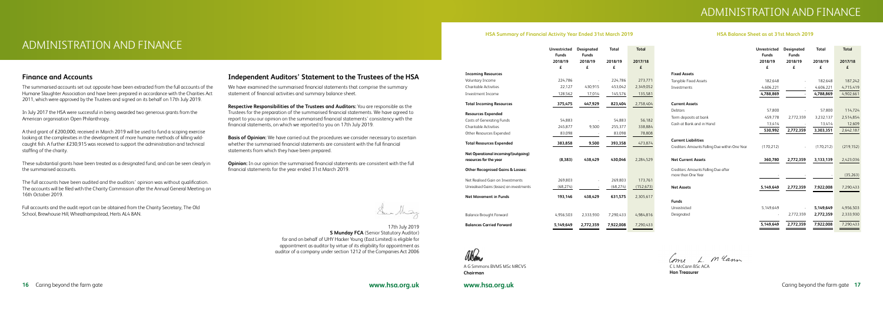# ADMINISTRATION AND FINANCE

## Finance and Accounts

The summarised accounts set out opposite have been extracted from the full accounts of the Humane Slaughter Association and have been prepared in accordance with the Charities Act 2011, which were approved by the Trustees and signed on its behalf on 17th July 2019.

In July 2017 the HSA were successful in being awarded two generous grants from the American organisation Open Philanthropy.

A third grant of £200,000, received in March 2019 will be used to fund a scoping exercise looking at the complexities in the development of more humane methods of killing wild-caught fish. A further £230,915 was received to support the administration and technical staffing of the charity.

These substantial grants have been treated as a designated fund, and can be seen clearly in the summarised accounts.

The full accounts have been audited and the auditors' opinion was without qualification. The accounts will be filed with the Charity Commission after the Annual General Meeting on 16th October 2019.

Full accounts and the audit report can be obtained from the Charity Secretary, The Old School, Brewhouse Hill, Wheathampstead, Herts AL4 8AN.

## Independent Auditors' Statement to the Trustees of the HSA

We have examined the summarised financial statements that comprise the summary statement of financial activities and summary balance sheet.

**Respective Responsibilities of the Trustees and Auditors:** You are responsible as the Trustees for the preparation of the summarised financial statements. We have agreed to report to you our opinion on the summarised financial statements' consistency with the financial statements, on which we reported to you on 17th July 2019.

**Basis of Opinion:** We have carried out the procedures we consider necessary to ascertain whether the summarised financial statements are consistent with the full financial statements from which they have been prepared.

**Opinion:** In our opinion the summarised financial statements are consistent with the full financial statements for the year ended 31st March 2019.

17th July 2019
**S Munday FCA** (Senior Statutory Auditor)
for and on behalf of UHY Hacker Young (East Limited) is eligible for appointment as auditor by virtue of its eligibility for appointment as auditor of a company under section 1212 of the Companies Act 2006

# ADMINISTRATION AND FINANCE

### HSA Summary of Financial Activity Year Ended 31st March 2019

| | Unrestricted Funds 2018/19 £ | Designated Funds 2018/19 £ | Total 2018/19 £ | Total 2017/18 £ |
|---|---|---|---|---|
| **Incoming Resources** | | | | |
| Voluntary Income | 224,786 | - | 224,786 | 273,771 |
| Charitable Activities | 22,127 | 430,915 | 453,042 | 2,349,052 |
| Investment Income | 128,562 | 17,014 | 145,576 | 135,581 |
| **Total Incoming Resources** | **375,475** | **447,929** | **823,404** | **2,758,404** |
| **Resources Expended** | | | | |
| Costs of Generating Funds | 54,883 | - | 54,883 | 56,182 |
| Charitable Activities | 245,877 | 9,500 | 255,377 | 338,884 |
| Other Resources Expended | 83,098 | - | 83,098 | 78,808 |
| **Total Resources Expended** | **383,858** | **9,500** | **393,358** | **473,874** |
| **Net Operational incoming/(outgoing) resources for the year** | **(8,383)** | **438,429** | **430,046** | **2,284,529** |
| **Other Recognised Gains & Losses:** | | | | |
| Net Realised Gain on Investments | 269,803 | - | 269,803 | 173,761 |
| Unrealised Gains (losses) on investments | (68,274) | - | (68,274) | (152,673) |
| **Net Movement in Funds** | **193,146** | **438,429** | **631,575** | **2,305,617** |
| Balance Brought Forward | 4,956,503 | 2,333,930 | 7,290,433 | 4,984,816 |
| **Balances Carried Forward** | **5,149,649** | **2,772,359** | **7,922,008** | **7,290,433** |

A G Simmons BVMS MSc MRCVS
**Chairman**

### HSA Balance Sheet as at 31st March 2019

| | Unrestricted Funds 2018/19 £ | Designated Funds 2018/19 £ | Total 2018/19 £ | Total 2017/18 £ |
|---|---|---|---|---|
| **Fixed Assets** | | | | |
| Tangible Fixed Assets | 182,648 | - | 182,648 | 187,242 |
| Investments | 4,606,221 | - | 4,606,221 | 4,715,419 |
| | **4,788,869** | - | **4,788,869** | **4,902,661** |
| **Current Assets** | | | | |
| Debtors | 57,800 | - | 57,800 | 114,724 |
| Term deposits at bank | 459,778 | 2,772,359 | 3,232,137 | 2,514,854 |
| Cash at Bank and in Hand | 13,414 | - | 13,414 | 12,609 |
| | **530,992** | **2,772,359** | **3,303,351** | **2,642,187** |
| **Current Liabilities** | | | | |
| Creditors: Amounts Falling Due within One Year | (170,212) | - | (170,212) | (219,152) |
| **Net Current Assets** | **360,780** | **2,772,359** | **3,133,139** | **2,423,036** |
| Creditors: Amounts Falling Due after more than One Year | - | - | - | (35,263) |
| **Net Assets** | **5,149,649** | **2,772,359** | **7,922,008** | **7,290,433** |
| **Funds** | | | | |
| Unrestricted | 5,149,649 | - | **5,149,649** | 4,956,503 |
| Designated | - | 2,772,359 | **2,772,359** | 2,333,930 |
| | **5,149,649** | **2,772,359** | **7,922,008** | **7,290,433** |

C L McCann BSc ACA
**Hon Treasurer**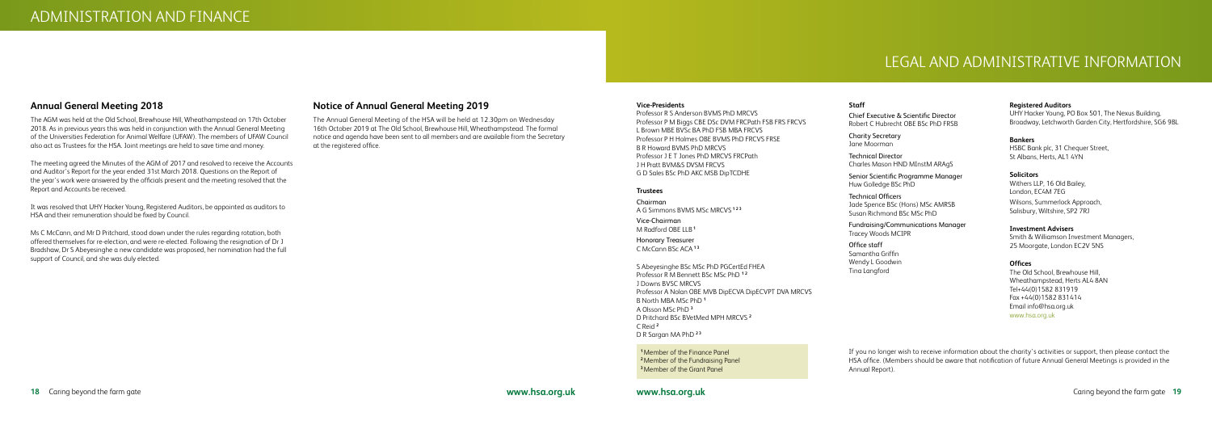# ADMINISTRATION AND FINANCE

## Annual General Meeting 2018

The AGM was held at the Old School, Brewhouse Hill, Wheathampstead on 17th October 2018. As in previous years this was held in conjunction with the Annual General Meeting of the Universities Federation for Animal Welfare (UFAW). The members of UFAW Council also act as Trustees for the HSA. Joint meetings are held to save time and money.

The meeting agreed the Minutes of the AGM of 2017 and resolved to receive the Accounts and Auditor's Report for the year ended 31st March 2018. Questions on the Report of the year's work were answered by the officials present and the meeting resolved that the Report and Accounts be received.

It was resolved that UHY Hacker Young, Registered Auditors, be appointed as auditors to HSA and their remuneration should be fixed by Council.

Ms C McCann, and Mr D Pritchard, stood down under the rules regarding rotation, both offered themselves for re-election, and were re-elected. Following the resignation of Dr J Bradshaw, Dr S Abeyesinghe a new candidate was proposed, her nomination had the full support of Council, and she was duly elected.

## Notice of Annual General Meeting 2019

The Annual General Meeting of the HSA will be held at 12.30pm on Wednesday 16th October 2019 at The Old School, Brewhouse Hill, Wheathampstead. The formal notice and agenda have been sent to all members and are available from the Secretary at the registered office.

# LEGAL AND ADMINISTRATIVE INFORMATION

### Vice-Presidents

Professor R S Anderson BVMS PhD MRCVS
Professor P M Biggs CBE DSc DVM FRCPath FSB FRS FRCVS
L Brown MBE BVSc BA PhD FSB MBA FRCVS
Professor P H Holmes OBE BVMS PhD FRCVS FRSE
B R Howard BVMS PhD MRCVS
Professor J E T Jones PhD MRCVS FRCPath
J H Pratt BVM&S DVSM FRCVS
G D Sales BSc PhD AKC MSB DipTCDHE

### Trustees

Chairman
A G Simmons BVMS MSc MRCVS [1 2 3]

Vice-Chairman
M Radford OBE LLB [1]

Honorary Treasurer
C McCann BSc ACA [1 3]

S Abeyesinghe BSc MSc PhD PGCertEd FHEA
Professor R M Bennett BSc MSc PhD [1 2]
J Downs BVSC MRCVS
Professor A Nolan OBE MVB DipECVA DipECVPT DVA MRCVS
B North MBA MSc PhD [1]
A Olsson MSc PhD [3]
D Pritchard BSc BVetMed MPH MRCVS [2]
C Reid [2]
D R Sargan MA PhD [2 3]

[1] Member of the Finance Panel
[2] Member of the Fundraising Panel
[3] Member of the Grant Panel

### Staff

Chief Executive & Scientific Director
Robert C Hubrecht OBE BSc PhD FRSB

Charity Secretary
Jane Moorman

Technical Director
Charles Mason HND MInstM ARAgS

Senior Scientific Programme Manager
Huw Golledge BSc PhD

Technical Officers
Jade Spence BSc (Hons) MSc AMRSB
Susan Richmond BSc MSc PhD

Fundraising/Communications Manager
Tracey Woods MCIPR

Office staff
Samantha Griffin
Wendy L Goodwin
Tina Langford

### Registered Auditors

UHY Hacker Young, PO Box 501, The Nexus Building, Broadway, Letchworth Garden City, Hertfordshire, SG6 9BL

### Bankers

HSBC Bank plc, 31 Chequer Street, St Albans, Herts, AL1 4YN

### Solicitors

Withers LLP, 16 Old Bailey, London, EC4M 7EG
Wilsons, Summerlock Approach, Salisbury, Wiltshire, SP2 7RJ

### Investment Advisers

Smith & Williamson Investment Managers, 25 Moorgate, London EC2V 5NS

### Offices

The Old School, Brewhouse Hill, Wheathampstead, Herts AL4 8AN
Tel+44(0)1582 831919
Fax +44(0)1582 831414
Email info@hsa.org.uk
www.hsa.org.uk

If you no longer wish to receive information about the charity's activities or support, then please contact the HSA office. (Members should be aware that notification of future Annual General Meetings is provided in the Annual Report).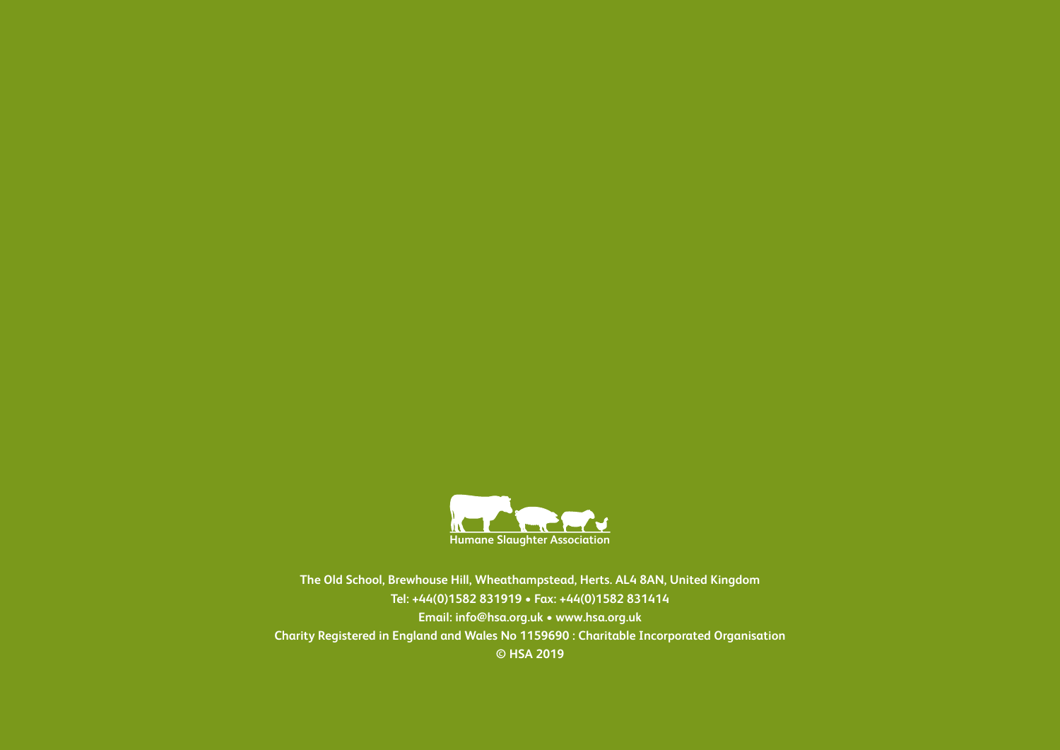Humane Slaughter Association

The Old School, Brewhouse Hill, Wheathampstead, Herts. AL4 8AN, United Kingdom
Tel: +44(0)1582 831919 • Fax: +44(0)1582 831414
Email: info@hsa.org.uk • www.hsa.org.uk
Charity Registered in England and Wales No 1159690 : Charitable Incorporated Organisation
© HSA 2019